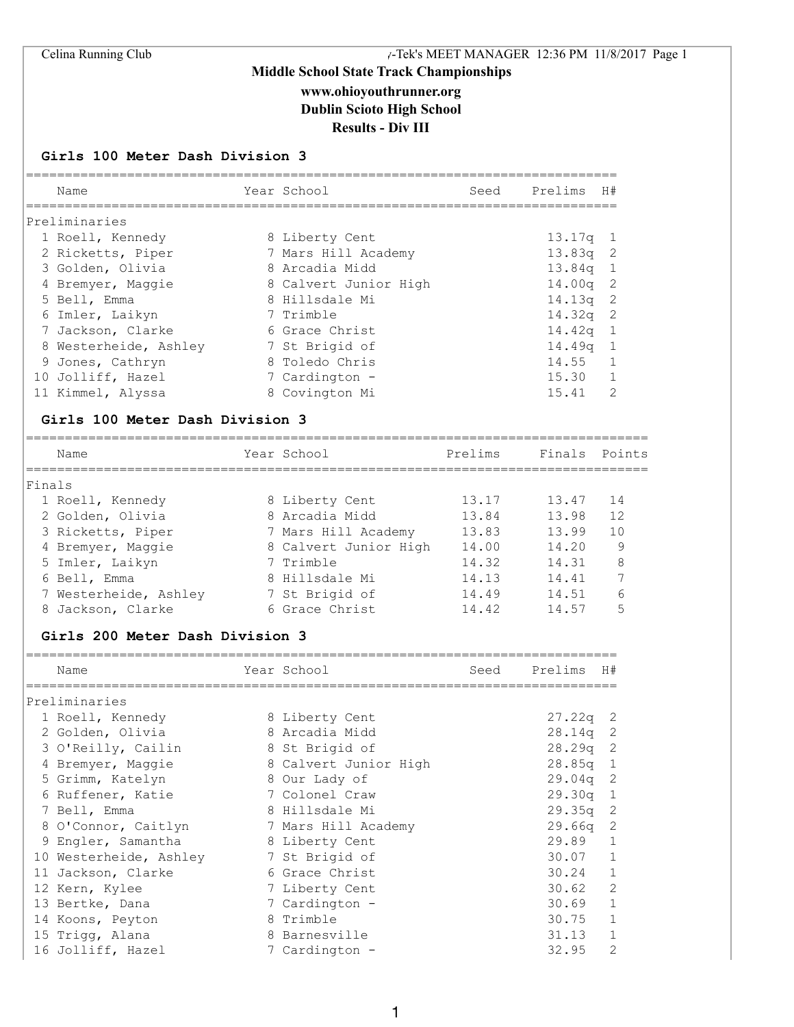Celina Running Club — Hy-Tek's MEET MANAGER 12:36 PM 11/8/2017

# Middle School State Track Championships

**www.ohioyouthrunner.org**

**Dublin Scioto High School**

**Results - Div III**

## Girls 100 Meter Dash Division 3

Preliminaries

| | Name | Year | School | Seed | Prelims | H# |
|---|---|---|---|---|---|---|
| 1 | Roell, Kennedy | 8 | Liberty Cent | | 13.17q | 1 |
| 2 | Ricketts, Piper | 7 | Mars Hill Academy | | 13.83q | 2 |
| 3 | Golden, Olivia | 8 | Arcadia Midd | | 13.84q | 1 |
| 4 | Bremyer, Maggie | 8 | Calvert Junior High | | 14.00q | 2 |
| 5 | Bell, Emma | 8 | Hillsdale Mi | | 14.13q | 2 |
| 6 | Imler, Laikyn | 7 | Trimble | | 14.32q | 2 |
| 7 | Jackson, Clarke | 6 | Grace Christ | | 14.42q | 1 |
| 8 | Westerheide, Ashley | 7 | St Brigid of | | 14.49q | 1 |
| 9 | Jones, Cathryn | 8 | Toledo Chris | | 14.55 | 1 |
| 10 | Jolliff, Hazel | 7 | Cardington - | | 15.30 | 1 |
| 11 | Kimmel, Alyssa | 8 | Covington Mi | | 15.41 | 2 |

## Girls 100 Meter Dash Division 3

Finals

| | Name | Year | School | Prelims | Finals | Points |
|---|---|---|---|---|---|---|
| 1 | Roell, Kennedy | 8 | Liberty Cent | 13.17 | 13.47 | 14 |
| 2 | Golden, Olivia | 8 | Arcadia Midd | 13.84 | 13.98 | 12 |
| 3 | Ricketts, Piper | 7 | Mars Hill Academy | 13.83 | 13.99 | 10 |
| 4 | Bremyer, Maggie | 8 | Calvert Junior High | 14.00 | 14.20 | 9 |
| 5 | Imler, Laikyn | 7 | Trimble | 14.32 | 14.31 | 8 |
| 6 | Bell, Emma | 8 | Hillsdale Mi | 14.13 | 14.41 | 7 |
| 7 | Westerheide, Ashley | 7 | St Brigid of | 14.49 | 14.51 | 6 |
| 8 | Jackson, Clarke | 6 | Grace Christ | 14.42 | 14.57 | 5 |

## Girls 200 Meter Dash Division 3

Preliminaries

| | Name | Year | School | Seed | Prelims | H# |
|---|---|---|---|---|---|---|
| 1 | Roell, Kennedy | 8 | Liberty Cent | | 27.22q | 2 |
| 2 | Golden, Olivia | 8 | Arcadia Midd | | 28.14q | 2 |
| 3 | O'Reilly, Cailin | 8 | St Brigid of | | 28.29q | 2 |
| 4 | Bremyer, Maggie | 8 | Calvert Junior High | | 28.85q | 1 |
| 5 | Grimm, Katelyn | 8 | Our Lady of | | 29.04q | 2 |
| 6 | Ruffener, Katie | 7 | Colonel Craw | | 29.30q | 1 |
| 7 | Bell, Emma | 8 | Hillsdale Mi | | 29.35q | 2 |
| 8 | O'Connor, Caitlyn | 7 | Mars Hill Academy | | 29.66q | 2 |
| 9 | Engler, Samantha | 8 | Liberty Cent | | 29.89 | 1 |
| 10 | Westerheide, Ashley | 7 | St Brigid of | | 30.07 | 1 |
| 11 | Jackson, Clarke | 6 | Grace Christ | | 30.24 | 1 |
| 12 | Kern, Kylee | 7 | Liberty Cent | | 30.62 | 2 |
| 13 | Bertke, Dana | 7 | Cardington - | | 30.69 | 1 |
| 14 | Koons, Peyton | 8 | Trimble | | 30.75 | 1 |
| 15 | Trigg, Alana | 8 | Barnesville | | 31.13 | 1 |
| 16 | Jolliff, Hazel | 7 | Cardington - | | 32.95 | 2 |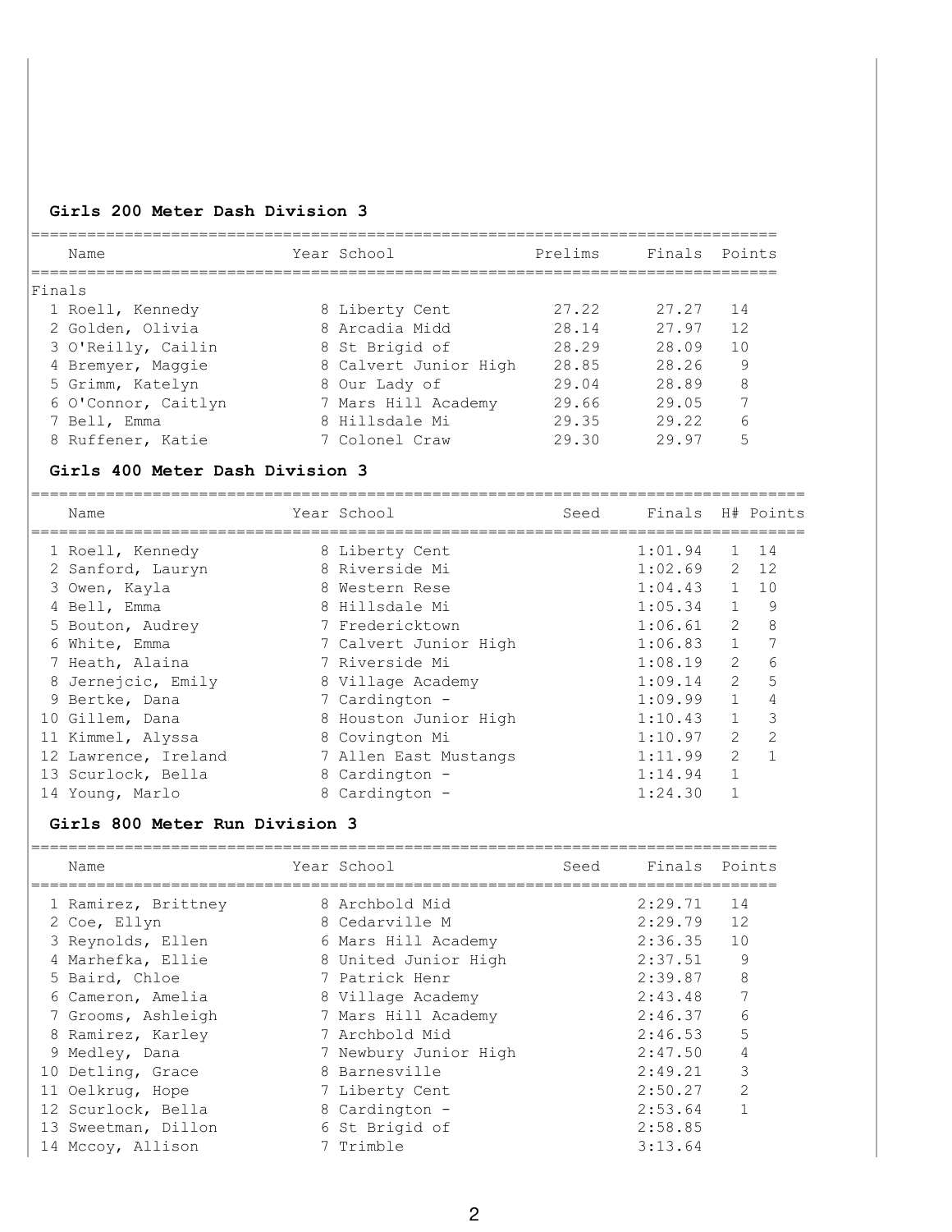## Girls 200 Meter Dash Division 3

| | Name | Year | School | Prelims | Finals | Points |
|---|---|---|---|---|---|---|
| Finals | | | | | | |
| 1 | Roell, Kennedy | 8 | Liberty Cent | 27.22 | 27.27 | 14 |
| 2 | Golden, Olivia | 8 | Arcadia Midd | 28.14 | 27.97 | 12 |
| 3 | O'Reilly, Cailin | 8 | St Brigid of | 28.29 | 28.09 | 10 |
| 4 | Bremyer, Maggie | 8 | Calvert Junior High | 28.85 | 28.26 | 9 |
| 5 | Grimm, Katelyn | 8 | Our Lady of | 29.04 | 28.89 | 8 |
| 6 | O'Connor, Caitlyn | 7 | Mars Hill Academy | 29.66 | 29.05 | 7 |
| 7 | Bell, Emma | 8 | Hillsdale Mi | 29.35 | 29.22 | 6 |
| 8 | Ruffener, Katie | 7 | Colonel Craw | 29.30 | 29.97 | 5 |

## Girls 400 Meter Dash Division 3

| | Name | Year | School | Seed | Finals | H# | Points |
|---|---|---|---|---|---|---|---|
| 1 | Roell, Kennedy | 8 | Liberty Cent | | 1:01.94 | 1 | 14 |
| 2 | Sanford, Lauryn | 8 | Riverside Mi | | 1:02.69 | 2 | 12 |
| 3 | Owen, Kayla | 8 | Western Rese | | 1:04.43 | 1 | 10 |
| 4 | Bell, Emma | 8 | Hillsdale Mi | | 1:05.34 | 1 | 9 |
| 5 | Bouton, Audrey | 7 | Fredericktown | | 1:06.61 | 2 | 8 |
| 6 | White, Emma | 7 | Calvert Junior High | | 1:06.83 | 1 | 7 |
| 7 | Heath, Alaina | 7 | Riverside Mi | | 1:08.19 | 2 | 6 |
| 8 | Jernejcic, Emily | 8 | Village Academy | | 1:09.14 | 2 | 5 |
| 9 | Bertke, Dana | 7 | Cardington - | | 1:09.99 | 1 | 4 |
| 10 | Gillem, Dana | 8 | Houston Junior High | | 1:10.43 | 1 | 3 |
| 11 | Kimmel, Alyssa | 8 | Covington Mi | | 1:10.97 | 2 | 2 |
| 12 | Lawrence, Ireland | 7 | Allen East Mustangs | | 1:11.99 | 2 | 1 |
| 13 | Scurlock, Bella | 8 | Cardington - | | 1:14.94 | 1 | |
| 14 | Young, Marlo | 8 | Cardington - | | 1:24.30 | 1 | |

## Girls 800 Meter Run Division 3

| | Name | Year | School | Seed | Finals | Points |
|---|---|---|---|---|---|---|
| 1 | Ramirez, Brittney | 8 | Archbold Mid | | 2:29.71 | 14 |
| 2 | Coe, Ellyn | 8 | Cedarville M | | 2:29.79 | 12 |
| 3 | Reynolds, Ellen | 6 | Mars Hill Academy | | 2:36.35 | 10 |
| 4 | Marhefka, Ellie | 8 | United Junior High | | 2:37.51 | 9 |
| 5 | Baird, Chloe | 7 | Patrick Henr | | 2:39.87 | 8 |
| 6 | Cameron, Amelia | 8 | Village Academy | | 2:43.48 | 7 |
| 7 | Grooms, Ashleigh | 7 | Mars Hill Academy | | 2:46.37 | 6 |
| 8 | Ramirez, Karley | 7 | Archbold Mid | | 2:46.53 | 5 |
| 9 | Medley, Dana | 7 | Newbury Junior High | | 2:47.50 | 4 |
| 10 | Detling, Grace | 8 | Barnesville | | 2:49.21 | 3 |
| 11 | Oelkrug, Hope | 7 | Liberty Cent | | 2:50.27 | 2 |
| 12 | Scurlock, Bella | 8 | Cardington - | | 2:53.64 | 1 |
| 13 | Sweetman, Dillon | 6 | St Brigid of | | 2:58.85 | |
| 14 | Mccoy, Allison | 7 | Trimble | | 3:13.64 | |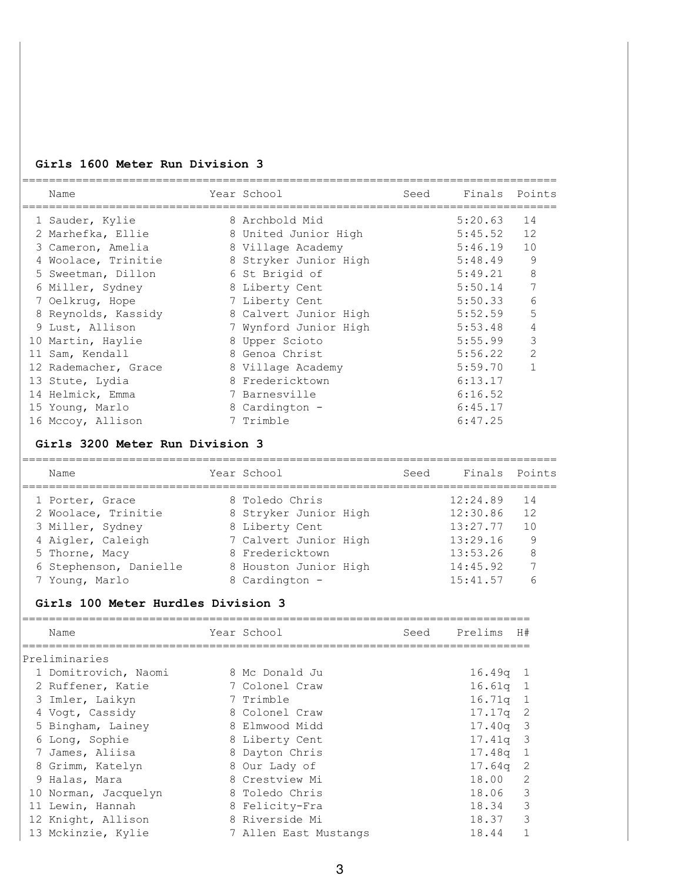### Girls 1600 Meter Run Division 3

| | Name | Year | School | Seed | Finals | Points |
|---|---|---|---|---|---|---|
| 1 | Sauder, Kylie | 8 | Archbold Mid | | 5:20.63 | 14 |
| 2 | Marhefka, Ellie | 8 | United Junior High | | 5:45.52 | 12 |
| 3 | Cameron, Amelia | 8 | Village Academy | | 5:46.19 | 10 |
| 4 | Woolace, Trinitie | 8 | Stryker Junior High | | 5:48.49 | 9 |
| 5 | Sweetman, Dillon | 6 | St Brigid of | | 5:49.21 | 8 |
| 6 | Miller, Sydney | 8 | Liberty Cent | | 5:50.14 | 7 |
| 7 | Oelkrug, Hope | 7 | Liberty Cent | | 5:50.33 | 6 |
| 8 | Reynolds, Kassidy | 8 | Calvert Junior High | | 5:52.59 | 5 |
| 9 | Lust, Allison | 7 | Wynford Junior High | | 5:53.48 | 4 |
| 10 | Martin, Haylie | 8 | Upper Scioto | | 5:55.99 | 3 |
| 11 | Sam, Kendall | 8 | Genoa Christ | | 5:56.22 | 2 |
| 12 | Rademacher, Grace | 8 | Village Academy | | 5:59.70 | 1 |
| 13 | Stute, Lydia | 8 | Fredericktown | | 6:13.17 | |
| 14 | Helmick, Emma | 7 | Barnesville | | 6:16.52 | |
| 15 | Young, Marlo | 8 | Cardington - | | 6:45.17 | |
| 16 | Mccoy, Allison | 7 | Trimble | | 6:47.25 | |

### Girls 3200 Meter Run Division 3

| | Name | Year | School | Seed | Finals | Points |
|---|---|---|---|---|---|---|
| 1 | Porter, Grace | 8 | Toledo Chris | | 12:24.89 | 14 |
| 2 | Woolace, Trinitie | 8 | Stryker Junior High | | 12:30.86 | 12 |
| 3 | Miller, Sydney | 8 | Liberty Cent | | 13:27.77 | 10 |
| 4 | Aigler, Caleigh | 7 | Calvert Junior High | | 13:29.16 | 9 |
| 5 | Thorne, Macy | 8 | Fredericktown | | 13:53.26 | 8 |
| 6 | Stephenson, Danielle | 8 | Houston Junior High | | 14:45.92 | 7 |
| 7 | Young, Marlo | 8 | Cardington - | | 15:41.57 | 6 |

### Girls 100 Meter Hurdles Division 3

| | Name | Year | School | Seed | Prelims | H# |
|---|---|---|---|---|---|---|
| **Preliminaries** | | | | | | |
| 1 | Domitrovich, Naomi | 8 | Mc Donald Ju | | 16.49q | 1 |
| 2 | Ruffener, Katie | 7 | Colonel Craw | | 16.61q | 1 |
| 3 | Imler, Laikyn | 7 | Trimble | | 16.71q | 1 |
| 4 | Vogt, Cassidy | 8 | Colonel Craw | | 17.17q | 2 |
| 5 | Bingham, Lainey | 8 | Elmwood Midd | | 17.40q | 3 |
| 6 | Long, Sophie | 8 | Liberty Cent | | 17.41q | 3 |
| 7 | James, Aliisa | 8 | Dayton Chris | | 17.48q | 1 |
| 8 | Grimm, Katelyn | 8 | Our Lady of | | 17.64q | 2 |
| 9 | Halas, Mara | 8 | Crestview Mi | | 18.00 | 2 |
| 10 | Norman, Jacquelyn | 8 | Toledo Chris | | 18.06 | 3 |
| 11 | Lewin, Hannah | 8 | Felicity-Fra | | 18.34 | 3 |
| 12 | Knight, Allison | 8 | Riverside Mi | | 18.37 | 3 |
| 13 | Mckinzie, Kylie | 7 | Allen East Mustangs | | 18.44 | 1 |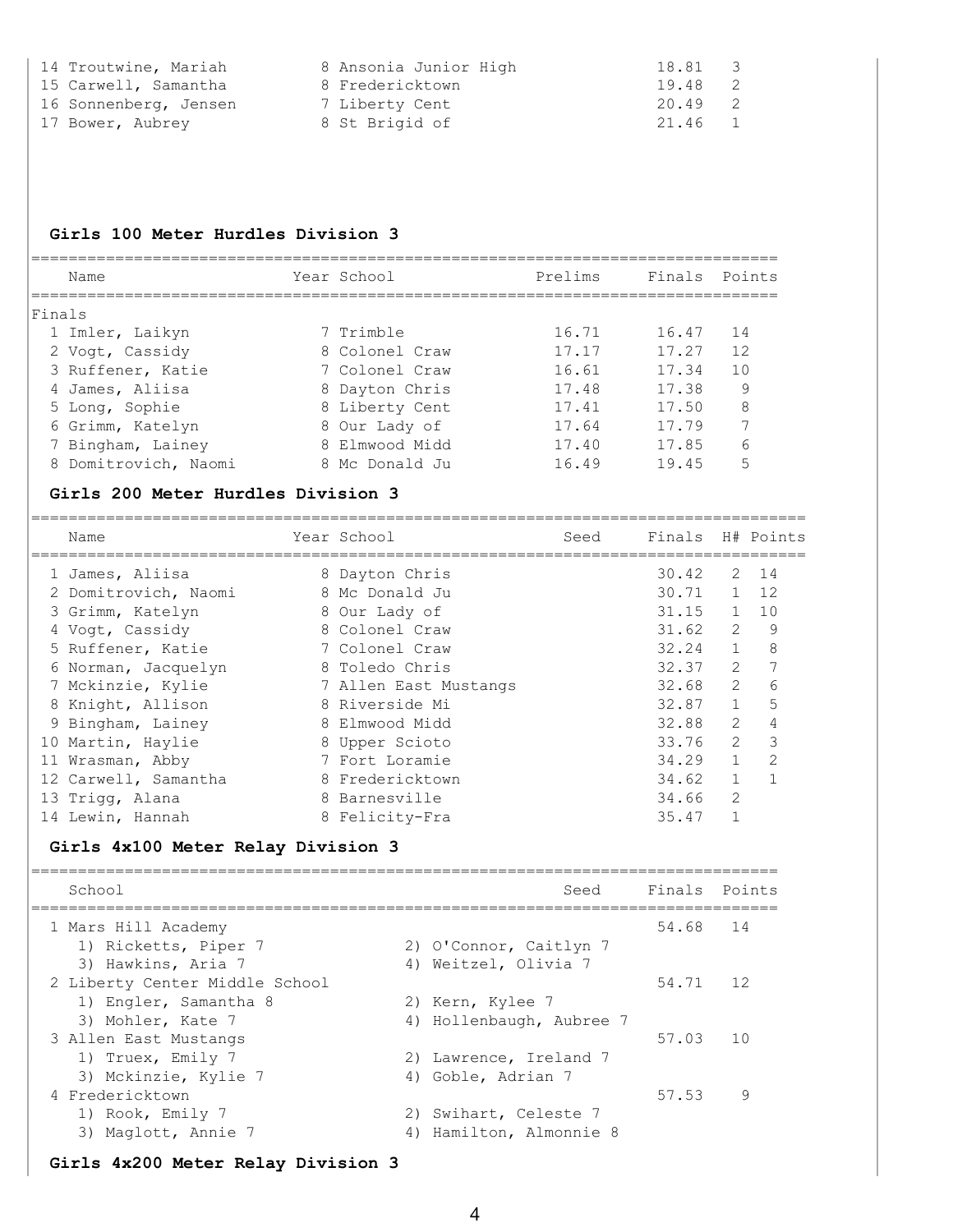| Place | Name | Year | School | Finals | Points |
|---|---|---|---|---|---|
| 14 | Troutwine, Mariah | 8 | Ansonia Junior High | 18.81 | 3 |
| 15 | Carwell, Samantha | 8 | Fredericktown | 19.48 | 2 |
| 16 | Sonnenberg, Jensen | 7 | Liberty Cent | 20.49 | 2 |
| 17 | Bower, Aubrey | 8 | St Brigid of | 21.46 | 1 |

## Girls 100 Meter Hurdles Division 3

Finals

| Place | Name | Year | School | Prelims | Finals | Points |
|---|---|---|---|---|---|---|
| 1 | Imler, Laikyn | 7 | Trimble | 16.71 | 16.47 | 14 |
| 2 | Vogt, Cassidy | 8 | Colonel Craw | 17.17 | 17.27 | 12 |
| 3 | Ruffener, Katie | 7 | Colonel Craw | 16.61 | 17.34 | 10 |
| 4 | James, Aliisa | 8 | Dayton Chris | 17.48 | 17.38 | 9 |
| 5 | Long, Sophie | 8 | Liberty Cent | 17.41 | 17.50 | 8 |
| 6 | Grimm, Katelyn | 8 | Our Lady of | 17.64 | 17.79 | 7 |
| 7 | Bingham, Lainey | 8 | Elmwood Midd | 17.40 | 17.85 | 6 |
| 8 | Domitrovich, Naomi | 8 | Mc Donald Ju | 16.49 | 19.45 | 5 |

## Girls 200 Meter Hurdles Division 3

| Place | Name | Year | School | Seed | Finals | H# | Points |
|---|---|---|---|---|---|---|---|
| 1 | James, Aliisa | 8 | Dayton Chris | | 30.42 | 2 | 14 |
| 2 | Domitrovich, Naomi | 8 | Mc Donald Ju | | 30.71 | 1 | 12 |
| 3 | Grimm, Katelyn | 8 | Our Lady of | | 31.15 | 1 | 10 |
| 4 | Vogt, Cassidy | 8 | Colonel Craw | | 31.62 | 2 | 9 |
| 5 | Ruffener, Katie | 7 | Colonel Craw | | 32.24 | 1 | 8 |
| 6 | Norman, Jacquelyn | 8 | Toledo Chris | | 32.37 | 2 | 7 |
| 7 | Mckinzie, Kylie | 7 | Allen East Mustangs | | 32.68 | 2 | 6 |
| 8 | Knight, Allison | 8 | Riverside Mi | | 32.87 | 1 | 5 |
| 9 | Bingham, Lainey | 8 | Elmwood Midd | | 32.88 | 2 | 4 |
| 10 | Martin, Haylie | 8 | Upper Scioto | | 33.76 | 2 | 3 |
| 11 | Wrasman, Abby | 7 | Fort Loramie | | 34.29 | 1 | 2 |
| 12 | Carwell, Samantha | 8 | Fredericktown | | 34.62 | 1 | 1 |
| 13 | Trigg, Alana | 8 | Barnesville | | 34.66 | 2 | |
| 14 | Lewin, Hannah | 8 | Felicity-Fra | | 35.47 | 1 | |

## Girls 4x100 Meter Relay Division 3

| Place | School | Seed | Finals | Points |
|---|---|---|---|---|
| 1 | Mars Hill Academy | | 54.68 | 14 |
| | 1) Ricketts, Piper 7; 2) O'Connor, Caitlyn 7; 3) Hawkins, Aria 7; 4) Weitzel, Olivia 7 | | | |
| 2 | Liberty Center Middle School | | 54.71 | 12 |
| | 1) Engler, Samantha 8; 2) Kern, Kylee 7; 3) Mohler, Kate 7; 4) Hollenbaugh, Aubree 7 | | | |
| 3 | Allen East Mustangs | | 57.03 | 10 |
| | 1) Truex, Emily 7; 2) Lawrence, Ireland 7; 3) Mckinzie, Kylie 7; 4) Goble, Adrian 7 | | | |
| 4 | Fredericktown | | 57.53 | 9 |
| | 1) Rook, Emily 7; 2) Swihart, Celeste 7; 3) Maglott, Annie 7; 4) Hamilton, Almonnie 8 | | | |

## Girls 4x200 Meter Relay Division 3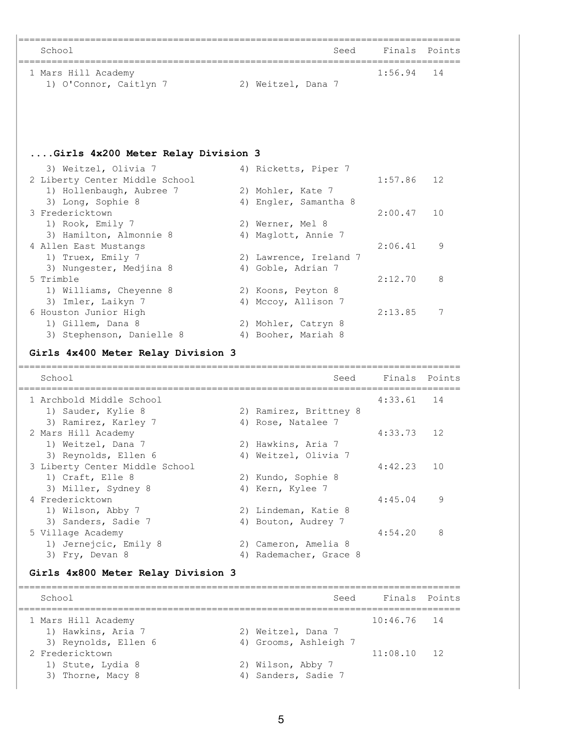| School | Seed | Finals | Points |
|---|---|---|---|
| 1 Mars Hill Academy | | 1:56.94 | 14 |
| 1) O'Connor, Caitlyn 7 | 2) Weitzel, Dana 7 | | |

### ....Girls 4x200 Meter Relay Division 3

| School | Seed | Finals | Points |
|---|---|---|---|
| 3) Weitzel, Olivia 7 | 4) Ricketts, Piper 7 | | |
| 2 Liberty Center Middle School | | 1:57.86 | 12 |
| 1) Hollenbaugh, Aubree 7 | 2) Mohler, Kate 7 | | |
| 3) Long, Sophie 8 | 4) Engler, Samantha 8 | | |
| 3 Fredericktown | | 2:00.47 | 10 |
| 1) Rook, Emily 7 | 2) Werner, Mel 8 | | |
| 3) Hamilton, Almonnie 8 | 4) Maglott, Annie 7 | | |
| 4 Allen East Mustangs | | 2:06.41 | 9 |
| 1) Truex, Emily 7 | 2) Lawrence, Ireland 7 | | |
| 3) Nungester, Medjina 8 | 4) Goble, Adrian 7 | | |
| 5 Trimble | | 2:12.70 | 8 |
| 1) Williams, Cheyenne 8 | 2) Koons, Peyton 8 | | |
| 3) Imler, Laikyn 7 | 4) Mccoy, Allison 7 | | |
| 6 Houston Junior High | | 2:13.85 | 7 |
| 1) Gillem, Dana 8 | 2) Mohler, Catryn 8 | | |
| 3) Stephenson, Danielle 8 | 4) Booher, Mariah 8 | | |

### Girls 4x400 Meter Relay Division 3

| School | Seed | Finals | Points |
|---|---|---|---|
| 1 Archbold Middle School | | 4:33.61 | 14 |
| 1) Sauder, Kylie 8 | 2) Ramirez, Brittney 8 | | |
| 3) Ramirez, Karley 7 | 4) Rose, Natalee 7 | | |
| 2 Mars Hill Academy | | 4:33.73 | 12 |
| 1) Weitzel, Dana 7 | 2) Hawkins, Aria 7 | | |
| 3) Reynolds, Ellen 6 | 4) Weitzel, Olivia 7 | | |
| 3 Liberty Center Middle School | | 4:42.23 | 10 |
| 1) Craft, Elle 8 | 2) Kundo, Sophie 8 | | |
| 3) Miller, Sydney 8 | 4) Kern, Kylee 7 | | |
| 4 Fredericktown | | 4:45.04 | 9 |
| 1) Wilson, Abby 7 | 2) Lindeman, Katie 8 | | |
| 3) Sanders, Sadie 7 | 4) Bouton, Audrey 7 | | |
| 5 Village Academy | | 4:54.20 | 8 |
| 1) Jernejcic, Emily 8 | 2) Cameron, Amelia 8 | | |
| 3) Fry, Devan 8 | 4) Rademacher, Grace 8 | | |

### Girls 4x800 Meter Relay Division 3

| School | Seed | Finals | Points |
|---|---|---|---|
| 1 Mars Hill Academy | | 10:46.76 | 14 |
| 1) Hawkins, Aria 7 | 2) Weitzel, Dana 7 | | |
| 3) Reynolds, Ellen 6 | 4) Grooms, Ashleigh 7 | | |
| 2 Fredericktown | | 11:08.10 | 12 |
| 1) Stute, Lydia 8 | 2) Wilson, Abby 7 | | |
| 3) Thorne, Macy 8 | 4) Sanders, Sadie 7 | | |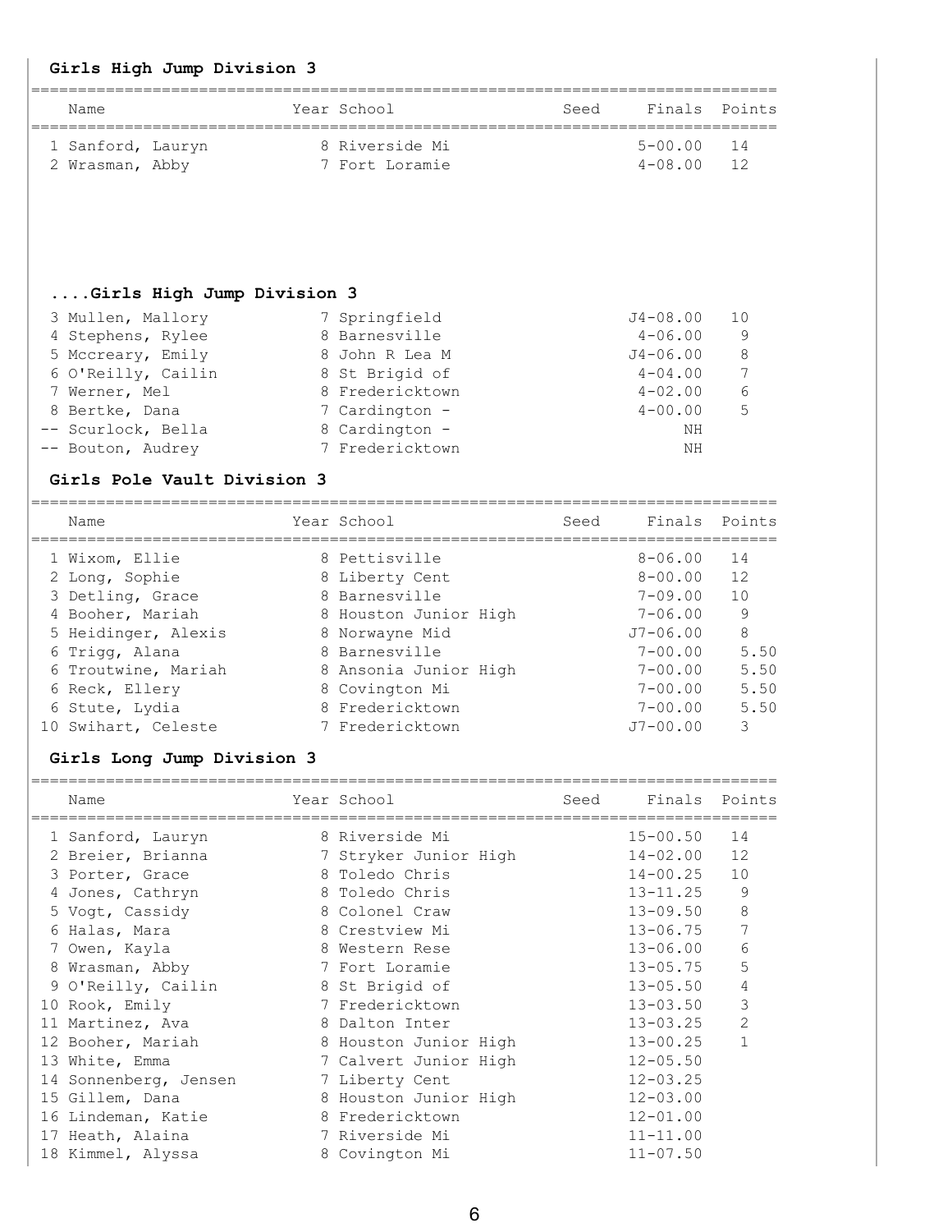### Girls High Jump Division 3

| | Name | Year | School | Seed | Finals | Points |
|---|---|---|---|---|---|---|
| 1 | Sanford, Lauryn | 8 | Riverside Mi | | 5-00.00 | 14 |
| 2 | Wrasman, Abby | 7 | Fort Loramie | | 4-08.00 | 12 |
| 3 | Mullen, Mallory | 7 | Springfield | | J4-08.00 | 10 |
| 4 | Stephens, Rylee | 8 | Barnesville | | 4-06.00 | 9 |
| 5 | Mccreary, Emily | 8 | John R Lea M | | J4-06.00 | 8 |
| 6 | O'Reilly, Cailin | 8 | St Brigid of | | 4-04.00 | 7 |
| 7 | Werner, Mel | 8 | Fredericktown | | 4-02.00 | 6 |
| 8 | Bertke, Dana | 7 | Cardington - | | 4-00.00 | 5 |
| -- | Scurlock, Bella | 8 | Cardington - | | NH | |
| -- | Bouton, Audrey | 7 | Fredericktown | | NH | |

### Girls Pole Vault Division 3

| | Name | Year | School | Seed | Finals | Points |
|---|---|---|---|---|---|---|
| 1 | Wixom, Ellie | 8 | Pettisville | | 8-06.00 | 14 |
| 2 | Long, Sophie | 8 | Liberty Cent | | 8-00.00 | 12 |
| 3 | Detling, Grace | 8 | Barnesville | | 7-09.00 | 10 |
| 4 | Booher, Mariah | 8 | Houston Junior High | | 7-06.00 | 9 |
| 5 | Heidinger, Alexis | 8 | Norwayne Mid | | J7-06.00 | 8 |
| 6 | Trigg, Alana | 8 | Barnesville | | 7-00.00 | 5.50 |
| 6 | Troutwine, Mariah | 8 | Ansonia Junior High | | 7-00.00 | 5.50 |
| 6 | Reck, Ellery | 8 | Covington Mi | | 7-00.00 | 5.50 |
| 6 | Stute, Lydia | 8 | Fredericktown | | 7-00.00 | 5.50 |
| 10 | Swihart, Celeste | 7 | Fredericktown | | J7-00.00 | 3 |

### Girls Long Jump Division 3

| | Name | Year | School | Seed | Finals | Points |
|---|---|---|---|---|---|---|
| 1 | Sanford, Lauryn | 8 | Riverside Mi | | 15-00.50 | 14 |
| 2 | Breier, Brianna | 7 | Stryker Junior High | | 14-02.00 | 12 |
| 3 | Porter, Grace | 8 | Toledo Chris | | 14-00.25 | 10 |
| 4 | Jones, Cathryn | 8 | Toledo Chris | | 13-11.25 | 9 |
| 5 | Vogt, Cassidy | 8 | Colonel Craw | | 13-09.50 | 8 |
| 6 | Halas, Mara | 8 | Crestview Mi | | 13-06.75 | 7 |
| 7 | Owen, Kayla | 8 | Western Rese | | 13-06.00 | 6 |
| 8 | Wrasman, Abby | 7 | Fort Loramie | | 13-05.75 | 5 |
| 9 | O'Reilly, Cailin | 8 | St Brigid of | | 13-05.50 | 4 |
| 10 | Rook, Emily | 7 | Fredericktown | | 13-03.50 | 3 |
| 11 | Martinez, Ava | 8 | Dalton Inter | | 13-03.25 | 2 |
| 12 | Booher, Mariah | 8 | Houston Junior High | | 13-00.25 | 1 |
| 13 | White, Emma | 7 | Calvert Junior High | | 12-05.50 | |
| 14 | Sonnenberg, Jensen | 7 | Liberty Cent | | 12-03.25 | |
| 15 | Gillem, Dana | 8 | Houston Junior High | | 12-03.00 | |
| 16 | Lindeman, Katie | 8 | Fredericktown | | 12-01.00 | |
| 17 | Heath, Alaina | 7 | Riverside Mi | | 11-11.00 | |
| 18 | Kimmel, Alyssa | 8 | Covington Mi | | 11-07.50 | |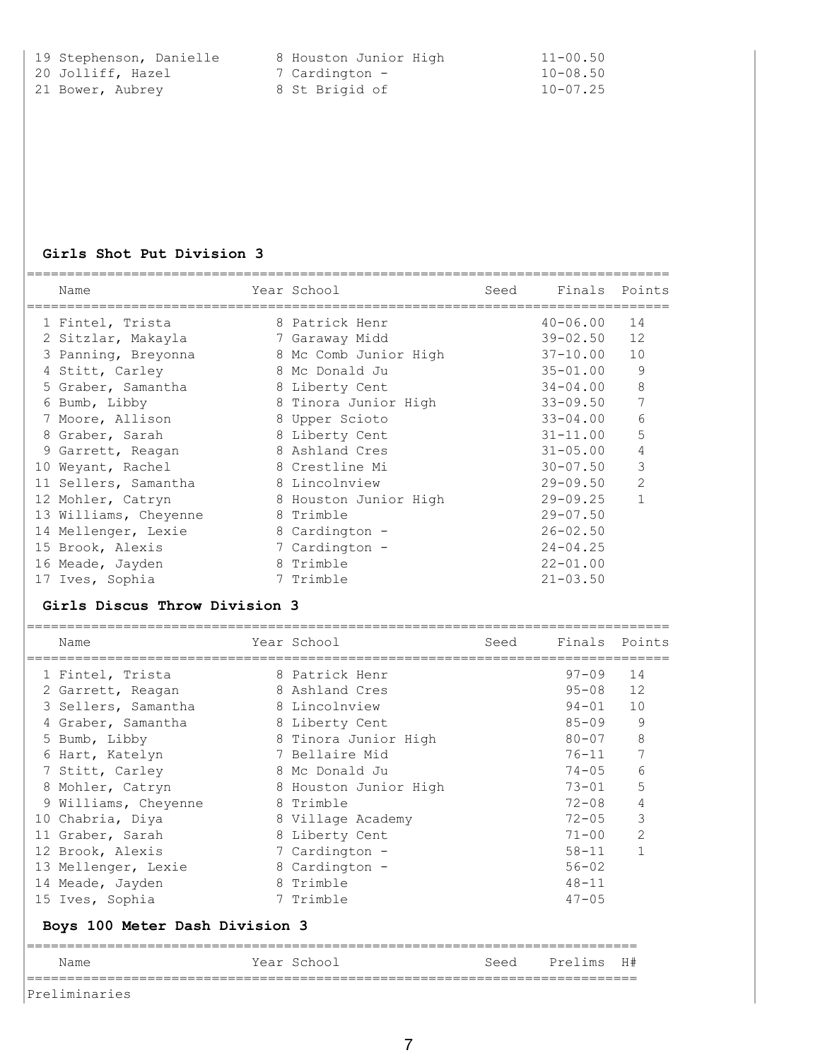| | Name | Year | School | Seed | Finals | Points |
|---|---|---|---|---|---|---|
| 19 | Stephenson, Danielle | 8 | Houston Junior High | | 11-00.50 | |
| 20 | Jolliff, Hazel | 7 | Cardington - | | 10-08.50 | |
| 21 | Bower, Aubrey | 8 | St Brigid of | | 10-07.25 | |

### Girls Shot Put Division 3

| | Name | Year | School | Seed | Finals | Points |
|---|---|---|---|---|---|---|
| 1 | Fintel, Trista | 8 | Patrick Henr | | 40-06.00 | 14 |
| 2 | Sitzlar, Makayla | 7 | Garaway Midd | | 39-02.50 | 12 |
| 3 | Panning, Breyonna | 8 | Mc Comb Junior High | | 37-10.00 | 10 |
| 4 | Stitt, Carley | 8 | Mc Donald Ju | | 35-01.00 | 9 |
| 5 | Graber, Samantha | 8 | Liberty Cent | | 34-04.00 | 8 |
| 6 | Bumb, Libby | 8 | Tinora Junior High | | 33-09.50 | 7 |
| 7 | Moore, Allison | 8 | Upper Scioto | | 33-04.00 | 6 |
| 8 | Graber, Sarah | 8 | Liberty Cent | | 31-11.00 | 5 |
| 9 | Garrett, Reagan | 8 | Ashland Cres | | 31-05.00 | 4 |
| 10 | Weyant, Rachel | 8 | Crestline Mi | | 30-07.50 | 3 |
| 11 | Sellers, Samantha | 8 | Lincolnview | | 29-09.50 | 2 |
| 12 | Mohler, Catryn | 8 | Houston Junior High | | 29-09.25 | 1 |
| 13 | Williams, Cheyenne | 8 | Trimble | | 29-07.50 | |
| 14 | Mellenger, Lexie | 8 | Cardington - | | 26-02.50 | |
| 15 | Brook, Alexis | 7 | Cardington - | | 24-04.25 | |
| 16 | Meade, Jayden | 8 | Trimble | | 22-01.00 | |
| 17 | Ives, Sophia | 7 | Trimble | | 21-03.50 | |

### Girls Discus Throw Division 3

| | Name | Year | School | Seed | Finals | Points |
|---|---|---|---|---|---|---|
| 1 | Fintel, Trista | 8 | Patrick Henr | | 97-09 | 14 |
| 2 | Garrett, Reagan | 8 | Ashland Cres | | 95-08 | 12 |
| 3 | Sellers, Samantha | 8 | Lincolnview | | 94-01 | 10 |
| 4 | Graber, Samantha | 8 | Liberty Cent | | 85-09 | 9 |
| 5 | Bumb, Libby | 8 | Tinora Junior High | | 80-07 | 8 |
| 6 | Hart, Katelyn | 7 | Bellaire Mid | | 76-11 | 7 |
| 7 | Stitt, Carley | 8 | Mc Donald Ju | | 74-05 | 6 |
| 8 | Mohler, Catryn | 8 | Houston Junior High | | 73-01 | 5 |
| 9 | Williams, Cheyenne | 8 | Trimble | | 72-08 | 4 |
| 10 | Chabria, Diya | 8 | Village Academy | | 72-05 | 3 |
| 11 | Graber, Sarah | 8 | Liberty Cent | | 71-00 | 2 |
| 12 | Brook, Alexis | 7 | Cardington - | | 58-11 | 1 |
| 13 | Mellenger, Lexie | 8 | Cardington - | | 56-02 | |
| 14 | Meade, Jayden | 8 | Trimble | | 48-11 | |
| 15 | Ives, Sophia | 7 | Trimble | | 47-05 | |

### Boys 100 Meter Dash Division 3

| Name | Year | School | Seed | Prelims | H# |
|---|---|---|---|---|---|

Preliminaries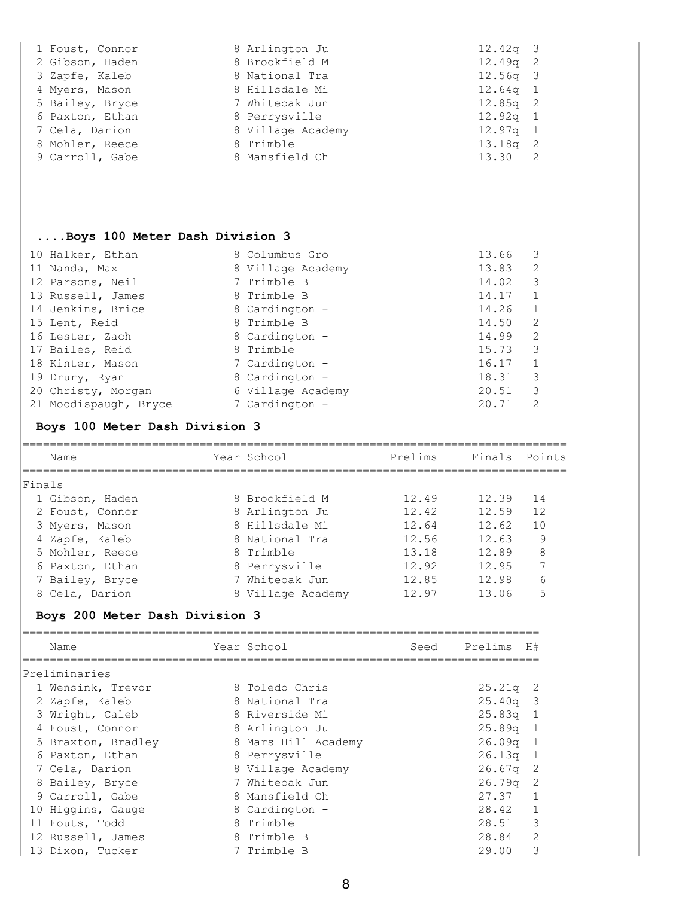| | Name | Year | School | Prelims | H# |
|---|---|---|---|---|---|
| 1 | Foust, Connor | 8 | Arlington Ju | 12.42q | 3 |
| 2 | Gibson, Haden | 8 | Brookfield M | 12.49q | 2 |
| 3 | Zapfe, Kaleb | 8 | National Tra | 12.56q | 3 |
| 4 | Myers, Mason | 8 | Hillsdale Mi | 12.64q | 1 |
| 5 | Bailey, Bryce | 7 | Whiteoak Jun | 12.85q | 2 |
| 6 | Paxton, Ethan | 8 | Perrysville | 12.92q | 1 |
| 7 | Cela, Darion | 8 | Village Academy | 12.97q | 1 |
| 8 | Mohler, Reece | 8 | Trimble | 13.18q | 2 |
| 9 | Carroll, Gabe | 8 | Mansfield Ch | 13.30 | 2 |

### ....Boys 100 Meter Dash Division 3

| | Name | Year | School | Prelims | H# |
|---|---|---|---|---|---|
| 10 | Halker, Ethan | 8 | Columbus Gro | 13.66 | 3 |
| 11 | Nanda, Max | 8 | Village Academy | 13.83 | 2 |
| 12 | Parsons, Neil | 7 | Trimble B | 14.02 | 3 |
| 13 | Russell, James | 8 | Trimble B | 14.17 | 1 |
| 14 | Jenkins, Brice | 8 | Cardington - | 14.26 | 1 |
| 15 | Lent, Reid | 8 | Trimble B | 14.50 | 2 |
| 16 | Lester, Zach | 8 | Cardington - | 14.99 | 2 |
| 17 | Bailes, Reid | 8 | Trimble | 15.73 | 3 |
| 18 | Kinter, Mason | 7 | Cardington - | 16.17 | 1 |
| 19 | Drury, Ryan | 8 | Cardington - | 18.31 | 3 |
| 20 | Christy, Morgan | 6 | Village Academy | 20.51 | 3 |
| 21 | Moodispaugh, Bryce | 7 | Cardington - | 20.71 | 2 |

### Boys 100 Meter Dash Division 3

Finals

| | Name | Year | School | Prelims | Finals | Points |
|---|---|---|---|---|---|---|
| 1 | Gibson, Haden | 8 | Brookfield M | 12.49 | 12.39 | 14 |
| 2 | Foust, Connor | 8 | Arlington Ju | 12.42 | 12.59 | 12 |
| 3 | Myers, Mason | 8 | Hillsdale Mi | 12.64 | 12.62 | 10 |
| 4 | Zapfe, Kaleb | 8 | National Tra | 12.56 | 12.63 | 9 |
| 5 | Mohler, Reece | 8 | Trimble | 13.18 | 12.89 | 8 |
| 6 | Paxton, Ethan | 8 | Perrysville | 12.92 | 12.95 | 7 |
| 7 | Bailey, Bryce | 7 | Whiteoak Jun | 12.85 | 12.98 | 6 |
| 8 | Cela, Darion | 8 | Village Academy | 12.97 | 13.06 | 5 |

### Boys 200 Meter Dash Division 3

Preliminaries

| | Name | Year | School | Seed | Prelims | H# |
|---|---|---|---|---|---|---|
| 1 | Wensink, Trevor | 8 | Toledo Chris | | 25.21q | 2 |
| 2 | Zapfe, Kaleb | 8 | National Tra | | 25.40q | 3 |
| 3 | Wright, Caleb | 8 | Riverside Mi | | 25.83q | 1 |
| 4 | Foust, Connor | 8 | Arlington Ju | | 25.89q | 1 |
| 5 | Braxton, Bradley | 8 | Mars Hill Academy | | 26.09q | 1 |
| 6 | Paxton, Ethan | 8 | Perrysville | | 26.13q | 1 |
| 7 | Cela, Darion | 8 | Village Academy | | 26.67q | 2 |
| 8 | Bailey, Bryce | 7 | Whiteoak Jun | | 26.79q | 2 |
| 9 | Carroll, Gabe | 8 | Mansfield Ch | | 27.37 | 1 |
| 10 | Higgins, Gauge | 8 | Cardington - | | 28.42 | 1 |
| 11 | Fouts, Todd | 8 | Trimble | | 28.51 | 3 |
| 12 | Russell, James | 8 | Trimble B | | 28.84 | 2 |
| 13 | Dixon, Tucker | 7 | Trimble B | | 29.00 | 3 |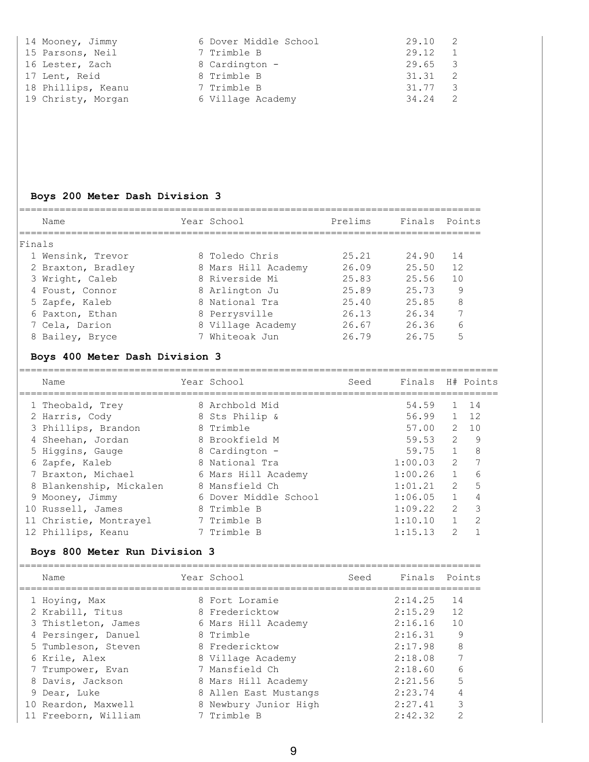| Name | Year | School | Prelims | H# |
|---|---|---|---|---|
| 14 Mooney, Jimmy | 6 | Dover Middle School | 29.10 | 2 |
| 15 Parsons, Neil | 7 | Trimble B | 29.12 | 1 |
| 16 Lester, Zach | 8 | Cardington - | 29.65 | 3 |
| 17 Lent, Reid | 8 | Trimble B | 31.31 | 2 |
| 18 Phillips, Keanu | 7 | Trimble B | 31.77 | 3 |
| 19 Christy, Morgan | 6 | Village Academy | 34.24 | 2 |

### Boys 200 Meter Dash Division 3

**Finals**

| Name | Year | School | Prelims | Finals | Points |
|---|---|---|---|---|---|
| 1 Wensink, Trevor | 8 | Toledo Chris | 25.21 | 24.90 | 14 |
| 2 Braxton, Bradley | 8 | Mars Hill Academy | 26.09 | 25.50 | 12 |
| 3 Wright, Caleb | 8 | Riverside Mi | 25.83 | 25.56 | 10 |
| 4 Foust, Connor | 8 | Arlington Ju | 25.89 | 25.73 | 9 |
| 5 Zapfe, Kaleb | 8 | National Tra | 25.40 | 25.85 | 8 |
| 6 Paxton, Ethan | 8 | Perrysville | 26.13 | 26.34 | 7 |
| 7 Cela, Darion | 8 | Village Academy | 26.67 | 26.36 | 6 |
| 8 Bailey, Bryce | 7 | Whiteoak Jun | 26.79 | 26.75 | 5 |

### Boys 400 Meter Dash Division 3

| Name | Year | School | Seed | Finals | H# | Points |
|---|---|---|---|---|---|---|
| 1 Theobald, Trey | 8 | Archbold Mid | | 54.59 | 1 | 14 |
| 2 Harris, Cody | 8 | Sts Philip & | | 56.99 | 1 | 12 |
| 3 Phillips, Brandon | 8 | Trimble | | 57.00 | 2 | 10 |
| 4 Sheehan, Jordan | 8 | Brookfield M | | 59.53 | 2 | 9 |
| 5 Higgins, Gauge | 8 | Cardington - | | 59.75 | 1 | 8 |
| 6 Zapfe, Kaleb | 8 | National Tra | | 1:00.03 | 2 | 7 |
| 7 Braxton, Michael | 6 | Mars Hill Academy | | 1:00.26 | 1 | 6 |
| 8 Blankenship, Mickalen | 8 | Mansfield Ch | | 1:01.21 | 2 | 5 |
| 9 Mooney, Jimmy | 6 | Dover Middle School | | 1:06.05 | 1 | 4 |
| 10 Russell, James | 8 | Trimble B | | 1:09.22 | 2 | 3 |
| 11 Christie, Montrayel | 7 | Trimble B | | 1:10.10 | 1 | 2 |
| 12 Phillips, Keanu | 7 | Trimble B | | 1:15.13 | 2 | 1 |

### Boys 800 Meter Run Division 3

| Name | Year | School | Seed | Finals | Points |
|---|---|---|---|---|---|
| 1 Hoying, Max | 8 | Fort Loramie | | 2:14.25 | 14 |
| 2 Krabill, Titus | 8 | Fredericktow | | 2:15.29 | 12 |
| 3 Thistleton, James | 6 | Mars Hill Academy | | 2:16.16 | 10 |
| 4 Persinger, Danuel | 8 | Trimble | | 2:16.31 | 9 |
| 5 Tumbleson, Steven | 8 | Fredericktow | | 2:17.98 | 8 |
| 6 Krile, Alex | 8 | Village Academy | | 2:18.08 | 7 |
| 7 Trumpower, Evan | 7 | Mansfield Ch | | 2:18.60 | 6 |
| 8 Davis, Jackson | 8 | Mars Hill Academy | | 2:21.56 | 5 |
| 9 Dear, Luke | 8 | Allen East Mustangs | | 2:23.74 | 4 |
| 10 Reardon, Maxwell | 8 | Newbury Junior High | | 2:27.41 | 3 |
| 11 Freeborn, William | 7 | Trimble B | | 2:42.32 | 2 |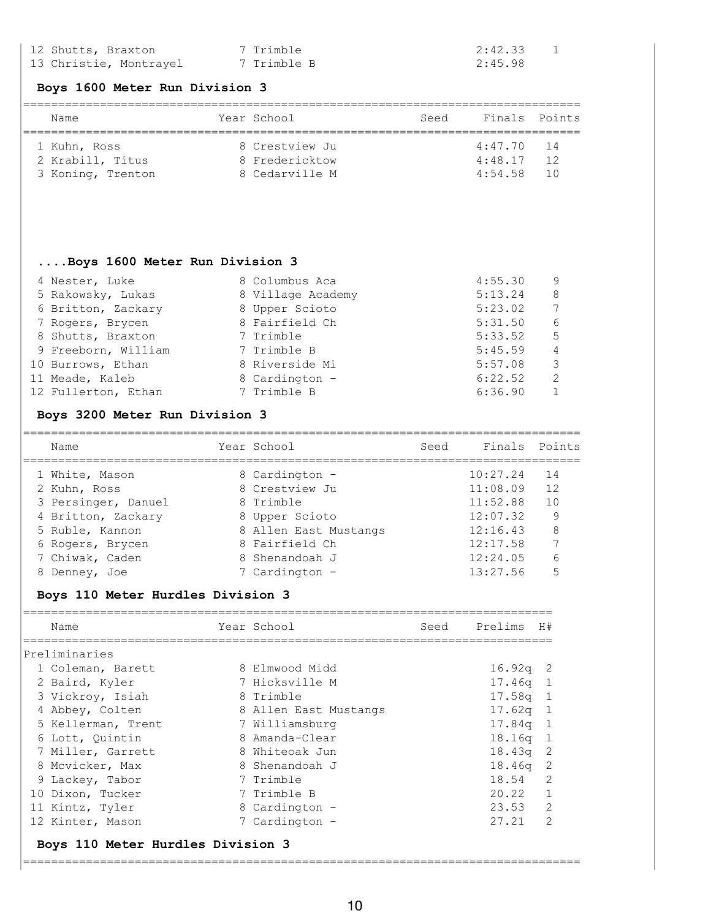| Place | Name | Year | School | Seed | Finals | Points |
|---|---|---|---|---|---|---|
| 12 | Shutts, Braxton | 7 | Trimble | | 2:42.33 | 1 |
| 13 | Christie, Montrayel | 7 | Trimble B | | 2:45.98 | |

### Boys 1600 Meter Run Division 3

| Place | Name | Year | School | Seed | Finals | Points |
|---|---|---|---|---|---|---|
| 1 | Kuhn, Ross | 8 | Crestview Ju | | 4:47.70 | 14 |
| 2 | Krabill, Titus | 8 | Fredericktow | | 4:48.17 | 12 |
| 3 | Koning, Trenton | 8 | Cedarville M | | 4:54.58 | 10 |
| 4 | Nester, Luke | 8 | Columbus Aca | | 4:55.30 | 9 |
| 5 | Rakowsky, Lukas | 8 | Village Academy | | 5:13.24 | 8 |
| 6 | Britton, Zackary | 8 | Upper Scioto | | 5:23.02 | 7 |
| 7 | Rogers, Brycen | 8 | Fairfield Ch | | 5:31.50 | 6 |
| 8 | Shutts, Braxton | 7 | Trimble | | 5:33.52 | 5 |
| 9 | Freeborn, William | 7 | Trimble B | | 5:45.59 | 4 |
| 10 | Burrows, Ethan | 8 | Riverside Mi | | 5:57.08 | 3 |
| 11 | Meade, Kaleb | 8 | Cardington - | | 6:22.52 | 2 |
| 12 | Fullerton, Ethan | 7 | Trimble B | | 6:36.90 | 1 |

### Boys 3200 Meter Run Division 3

| Place | Name | Year | School | Seed | Finals | Points |
|---|---|---|---|---|---|---|
| 1 | White, Mason | 8 | Cardington - | | 10:27.24 | 14 |
| 2 | Kuhn, Ross | 8 | Crestview Ju | | 11:08.09 | 12 |
| 3 | Persinger, Danuel | 8 | Trimble | | 11:52.88 | 10 |
| 4 | Britton, Zackary | 8 | Upper Scioto | | 12:07.32 | 9 |
| 5 | Ruble, Kannon | 8 | Allen East Mustangs | | 12:16.43 | 8 |
| 6 | Rogers, Brycen | 8 | Fairfield Ch | | 12:17.58 | 7 |
| 7 | Chiwak, Caden | 8 | Shenandoah J | | 12:24.05 | 6 |
| 8 | Denney, Joe | 7 | Cardington - | | 13:27.56 | 5 |

### Boys 110 Meter Hurdles Division 3

Preliminaries

| Place | Name | Year | School | Seed | Prelims | H# |
|---|---|---|---|---|---|---|
| 1 | Coleman, Barett | 8 | Elmwood Midd | | 16.92q | 2 |
| 2 | Baird, Kyler | 7 | Hicksville M | | 17.46q | 1 |
| 3 | Vickroy, Isiah | 8 | Trimble | | 17.58q | 1 |
| 4 | Abbey, Colten | 8 | Allen East Mustangs | | 17.62q | 1 |
| 5 | Kellerman, Trent | 7 | Williamsburg | | 17.84q | 1 |
| 6 | Lott, Quintin | 8 | Amanda-Clear | | 18.16q | 1 |
| 7 | Miller, Garrett | 8 | Whiteoak Jun | | 18.43q | 2 |
| 8 | Mcvicker, Max | 8 | Shenandoah J | | 18.46q | 2 |
| 9 | Lackey, Tabor | 7 | Trimble | | 18.54 | 2 |
| 10 | Dixon, Tucker | 7 | Trimble B | | 20.22 | 1 |
| 11 | Kintz, Tyler | 8 | Cardington - | | 23.53 | 2 |
| 12 | Kinter, Mason | 7 | Cardington - | | 27.21 | 2 |

### Boys 110 Meter Hurdles Division 3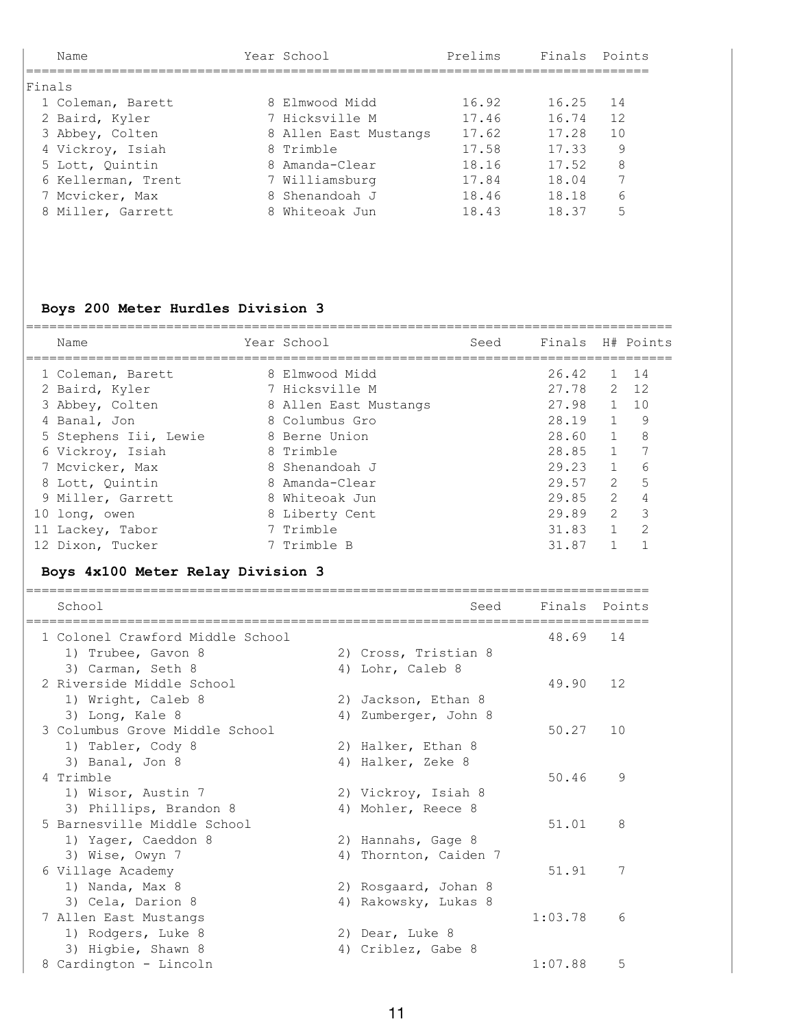| Name | Year | School | Prelims | Finals | Points |
|---|---|---|---|---|---|
| **Finals** | | | | | |
| 1 Coleman, Barett | 8 | Elmwood Midd | 16.92 | 16.25 | 14 |
| 2 Baird, Kyler | 7 | Hicksville M | 17.46 | 16.74 | 12 |
| 3 Abbey, Colten | 8 | Allen East Mustangs | 17.62 | 17.28 | 10 |
| 4 Vickroy, Isiah | 8 | Trimble | 17.58 | 17.33 | 9 |
| 5 Lott, Quintin | 8 | Amanda-Clear | 18.16 | 17.52 | 8 |
| 6 Kellerman, Trent | 7 | Williamsburg | 17.84 | 18.04 | 7 |
| 7 Mcvicker, Max | 8 | Shenandoah J | 18.46 | 18.18 | 6 |
| 8 Miller, Garrett | 8 | Whiteoak Jun | 18.43 | 18.37 | 5 |

## Boys 200 Meter Hurdles Division 3

| Name | Year | School | Seed | Finals | H# | Points |
|---|---|---|---|---|---|---|
| 1 Coleman, Barett | 8 | Elmwood Midd | | 26.42 | 1 | 14 |
| 2 Baird, Kyler | 7 | Hicksville M | | 27.78 | 2 | 12 |
| 3 Abbey, Colten | 8 | Allen East Mustangs | | 27.98 | 1 | 10 |
| 4 Banal, Jon | 8 | Columbus Gro | | 28.19 | 1 | 9 |
| 5 Stephens Iii, Lewie | 8 | Berne Union | | 28.60 | 1 | 8 |
| 6 Vickroy, Isiah | 8 | Trimble | | 28.85 | 1 | 7 |
| 7 Mcvicker, Max | 8 | Shenandoah J | | 29.23 | 1 | 6 |
| 8 Lott, Quintin | 8 | Amanda-Clear | | 29.57 | 2 | 5 |
| 9 Miller, Garrett | 8 | Whiteoak Jun | | 29.85 | 2 | 4 |
| 10 long, owen | 8 | Liberty Cent | | 29.89 | 2 | 3 |
| 11 Lackey, Tabor | 7 | Trimble | | 31.83 | 1 | 2 |
| 12 Dixon, Tucker | 7 | Trimble B | | 31.87 | 1 | 1 |

## Boys 4x100 Meter Relay Division 3

| School | Seed | Finals | Points |
|---|---|---|---|
| 1 Colonel Crawford Middle School | | 48.69 | 14 |
| 1) Trubee, Gavon 8; 2) Cross, Tristian 8; 3) Carman, Seth 8; 4) Lohr, Caleb 8 | | | |
| 2 Riverside Middle School | | 49.90 | 12 |
| 1) Wright, Caleb 8; 2) Jackson, Ethan 8; 3) Long, Kale 8; 4) Zumberger, John 8 | | | |
| 3 Columbus Grove Middle School | | 50.27 | 10 |
| 1) Tabler, Cody 8; 2) Halker, Ethan 8; 3) Banal, Jon 8; 4) Halker, Zeke 8 | | | |
| 4 Trimble | | 50.46 | 9 |
| 1) Wisor, Austin 7; 2) Vickroy, Isiah 8; 3) Phillips, Brandon 8; 4) Mohler, Reece 8 | | | |
| 5 Barnesville Middle School | | 51.01 | 8 |
| 1) Yager, Caeddon 8; 2) Hannahs, Gage 8; 3) Wise, Owyn 7; 4) Thornton, Caiden 7 | | | |
| 6 Village Academy | | 51.91 | 7 |
| 1) Nanda, Max 8; 2) Rosgaard, Johan 8; 3) Cela, Darion 8; 4) Rakowsky, Lukas 8 | | | |
| 7 Allen East Mustangs | | 1:03.78 | 6 |
| 1) Rodgers, Luke 8; 2) Dear, Luke 8; 3) Higbie, Shawn 8; 4) Criblez, Gabe 8 | | | |
| 8 Cardington - Lincoln | | 1:07.88 | 5 |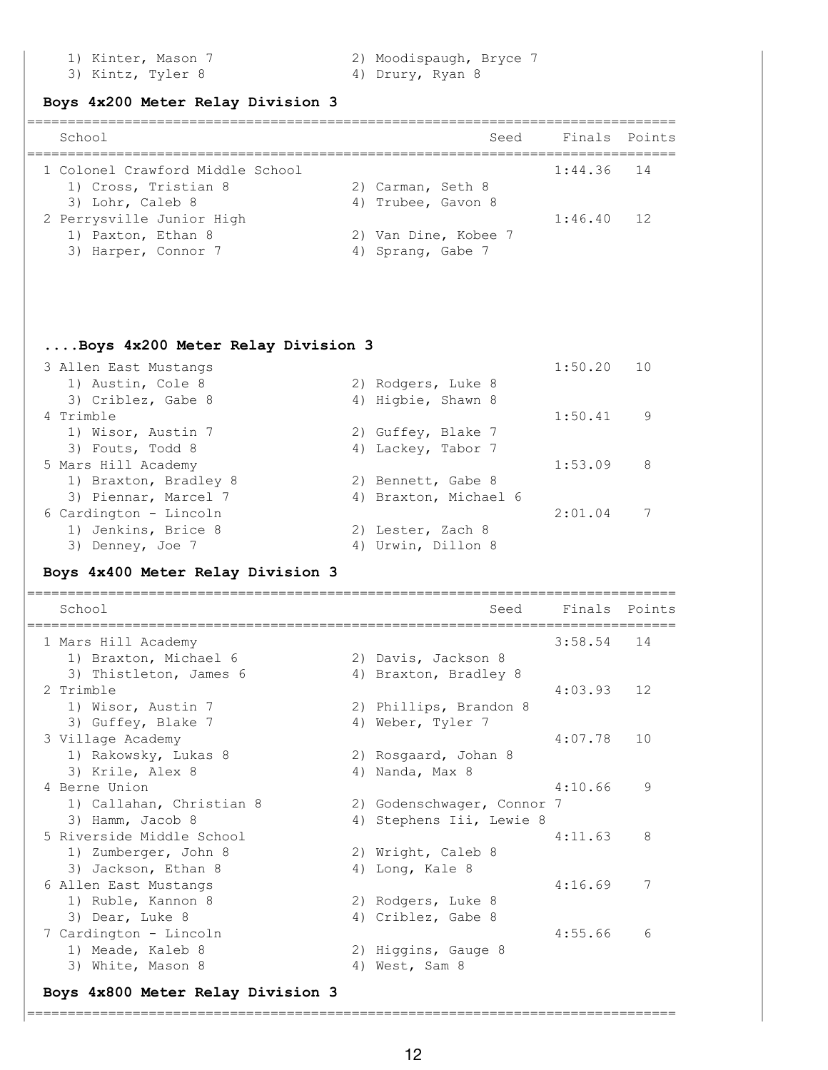1) Kinter, Mason 7 2) Moodispaugh, Bryce 7
3) Kintz, Tyler 8 4) Drury, Ryan 8

### Boys 4x200 Meter Relay Division 3

| | School | Seed | Finals | Points |
|---|---|---|---|---|
| 1 | Colonel Crawford Middle School | | 1:44.36 | 14 |
| | 1) Cross, Tristian 8; 2) Carman, Seth 8; 3) Lohr, Caleb 8; 4) Trubee, Gavon 8 | | | |
| 2 | Perrysville Junior High | | 1:46.40 | 12 |
| | 1) Paxton, Ethan 8; 2) Van Dine, Kobee 7; 3) Harper, Connor 7; 4) Sprang, Gabe 7 | | | |

### ....Boys 4x200 Meter Relay Division 3

| | School | Seed | Finals | Points |
|---|---|---|---|---|
| 3 | Allen East Mustangs | | 1:50.20 | 10 |
| | 1) Austin, Cole 8; 2) Rodgers, Luke 8; 3) Criblez, Gabe 8; 4) Higbie, Shawn 8 | | | |
| 4 | Trimble | | 1:50.41 | 9 |
| | 1) Wisor, Austin 7; 2) Guffey, Blake 7; 3) Fouts, Todd 8; 4) Lackey, Tabor 7 | | | |
| 5 | Mars Hill Academy | | 1:53.09 | 8 |
| | 1) Braxton, Bradley 8; 2) Bennett, Gabe 8; 3) Piennar, Marcel 7; 4) Braxton, Michael 6 | | | |
| 6 | Cardington - Lincoln | | 2:01.04 | 7 |
| | 1) Jenkins, Brice 8; 2) Lester, Zach 8; 3) Denney, Joe 7; 4) Urwin, Dillon 8 | | | |

### Boys 4x400 Meter Relay Division 3

| | School | Seed | Finals | Points |
|---|---|---|---|---|
| 1 | Mars Hill Academy | | 3:58.54 | 14 |
| | 1) Braxton, Michael 6; 2) Davis, Jackson 8; 3) Thistleton, James 6; 4) Braxton, Bradley 8 | | | |
| 2 | Trimble | | 4:03.93 | 12 |
| | 1) Wisor, Austin 7; 2) Phillips, Brandon 8; 3) Guffey, Blake 7; 4) Weber, Tyler 7 | | | |
| 3 | Village Academy | | 4:07.78 | 10 |
| | 1) Rakowsky, Lukas 8; 2) Rosgaard, Johan 8; 3) Krile, Alex 8; 4) Nanda, Max 8 | | | |
| 4 | Berne Union | | 4:10.66 | 9 |
| | 1) Callahan, Christian 8; 2) Godenschwager, Connor 7; 3) Hamm, Jacob 8; 4) Stephens Iii, Lewie 8 | | | |
| 5 | Riverside Middle School | | 4:11.63 | 8 |
| | 1) Zumberger, John 8; 2) Wright, Caleb 8; 3) Jackson, Ethan 8; 4) Long, Kale 8 | | | |
| 6 | Allen East Mustangs | | 4:16.69 | 7 |
| | 1) Ruble, Kannon 8; 2) Rodgers, Luke 8; 3) Dear, Luke 8; 4) Criblez, Gabe 8 | | | |
| 7 | Cardington - Lincoln | | 4:55.66 | 6 |
| | 1) Meade, Kaleb 8; 2) Higgins, Gauge 8; 3) White, Mason 8; 4) West, Sam 8 | | | |

### Boys 4x800 Meter Relay Division 3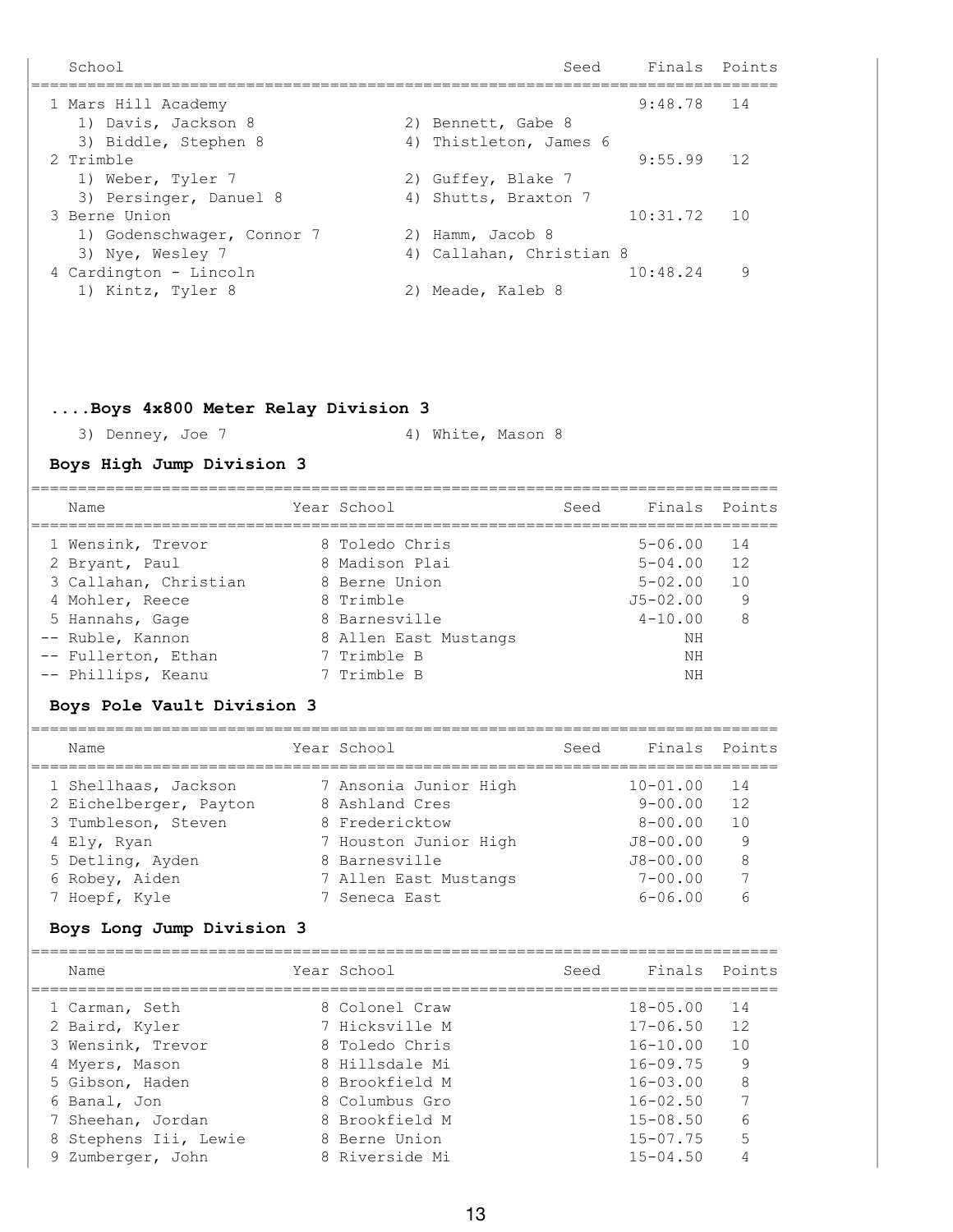| School | Seed | Finals | Points |
|---|---|---|---|
| 1 Mars Hill Academy | | 9:48.78 | 14 |
| 1) Davis, Jackson 8 — 2) Bennett, Gabe 8 | | | |
| 3) Biddle, Stephen 8 — 4) Thistleton, James 6 | | | |
| 2 Trimble | | 9:55.99 | 12 |
| 1) Weber, Tyler 7 — 2) Guffey, Blake 7 | | | |
| 3) Persinger, Danuel 8 — 4) Shutts, Braxton 7 | | | |
| 3 Berne Union | | 10:31.72 | 10 |
| 1) Godenschwager, Connor 7 — 2) Hamm, Jacob 8 | | | |
| 3) Nye, Wesley 7 — 4) Callahan, Christian 8 | | | |
| 4 Cardington - Lincoln | | 10:48.24 | 9 |
| 1) Kintz, Tyler 8 — 2) Meade, Kaleb 8 | | | |

**....Boys 4x800 Meter Relay Division 3**

3) Denney, Joe 7 — 4) White, Mason 8

## Boys High Jump Division 3

| Name | Year | School | Seed | Finals | Points |
|---|---|---|---|---|---|
| 1 Wensink, Trevor | 8 | Toledo Chris | | 5-06.00 | 14 |
| 2 Bryant, Paul | 8 | Madison Plai | | 5-04.00 | 12 |
| 3 Callahan, Christian | 8 | Berne Union | | 5-02.00 | 10 |
| 4 Mohler, Reece | 8 | Trimble | | J5-02.00 | 9 |
| 5 Hannahs, Gage | 8 | Barnesville | | 4-10.00 | 8 |
| -- Ruble, Kannon | 8 | Allen East Mustangs | | NH | |
| -- Fullerton, Ethan | 7 | Trimble B | | NH | |
| -- Phillips, Keanu | 7 | Trimble B | | NH | |

## Boys Pole Vault Division 3

| Name | Year | School | Seed | Finals | Points |
|---|---|---|---|---|---|
| 1 Shellhaas, Jackson | 7 | Ansonia Junior High | | 10-01.00 | 14 |
| 2 Eichelberger, Payton | 8 | Ashland Cres | | 9-00.00 | 12 |
| 3 Tumbleson, Steven | 8 | Fredericktow | | 8-00.00 | 10 |
| 4 Ely, Ryan | 7 | Houston Junior High | | J8-00.00 | 9 |
| 5 Detling, Ayden | 8 | Barnesville | | J8-00.00 | 8 |
| 6 Robey, Aiden | 7 | Allen East Mustangs | | 7-00.00 | 7 |
| 7 Hoepf, Kyle | 7 | Seneca East | | 6-06.00 | 6 |

## Boys Long Jump Division 3

| Name | Year | School | Seed | Finals | Points |
|---|---|---|---|---|---|
| 1 Carman, Seth | 8 | Colonel Craw | | 18-05.00 | 14 |
| 2 Baird, Kyler | 7 | Hicksville M | | 17-06.50 | 12 |
| 3 Wensink, Trevor | 8 | Toledo Chris | | 16-10.00 | 10 |
| 4 Myers, Mason | 8 | Hillsdale Mi | | 16-09.75 | 9 |
| 5 Gibson, Haden | 8 | Brookfield M | | 16-03.00 | 8 |
| 6 Banal, Jon | 8 | Columbus Gro | | 16-02.50 | 7 |
| 7 Sheehan, Jordan | 8 | Brookfield M | | 15-08.50 | 6 |
| 8 Stephens Iii, Lewie | 8 | Berne Union | | 15-07.75 | 5 |
| 9 Zumberger, John | 8 | Riverside Mi | | 15-04.50 | 4 |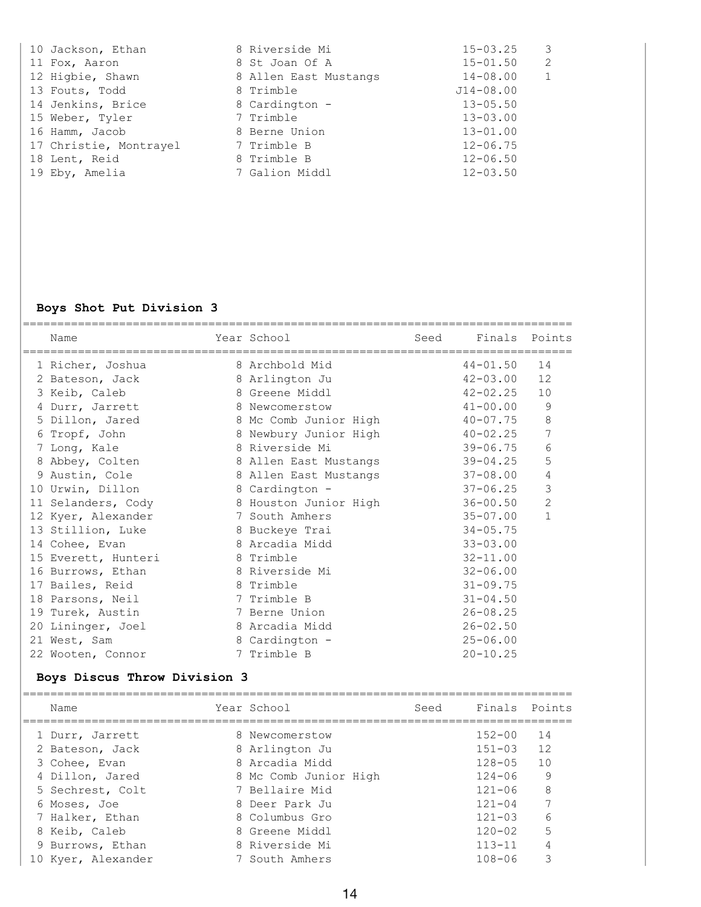| Name | Year | School | Seed | Finals | Points |
|---|---|---|---|---|---|
| 10 Jackson, Ethan | 8 | Riverside Mi | | 15-03.25 | 3 |
| 11 Fox, Aaron | 8 | St Joan Of A | | 15-01.50 | 2 |
| 12 Higbie, Shawn | 8 | Allen East Mustangs | | 14-08.00 | 1 |
| 13 Fouts, Todd | 8 | Trimble | | J14-08.00 | |
| 14 Jenkins, Brice | 8 | Cardington - | | 13-05.50 | |
| 15 Weber, Tyler | 7 | Trimble | | 13-03.00 | |
| 16 Hamm, Jacob | 8 | Berne Union | | 13-01.00 | |
| 17 Christie, Montrayel | 7 | Trimble B | | 12-06.75 | |
| 18 Lent, Reid | 8 | Trimble B | | 12-06.50 | |
| 19 Eby, Amelia | 7 | Galion Middl | | 12-03.50 | |

## Boys Shot Put Division 3

| Name | Year | School | Seed | Finals | Points |
|---|---|---|---|---|---|
| 1 Richer, Joshua | 8 | Archbold Mid | | 44-01.50 | 14 |
| 2 Bateson, Jack | 8 | Arlington Ju | | 42-03.00 | 12 |
| 3 Keib, Caleb | 8 | Greene Middl | | 42-02.25 | 10 |
| 4 Durr, Jarrett | 8 | Newcomerstow | | 41-00.00 | 9 |
| 5 Dillon, Jared | 8 | Mc Comb Junior High | | 40-07.75 | 8 |
| 6 Tropf, John | 8 | Newbury Junior High | | 40-02.25 | 7 |
| 7 Long, Kale | 8 | Riverside Mi | | 39-06.75 | 6 |
| 8 Abbey, Colten | 8 | Allen East Mustangs | | 39-04.25 | 5 |
| 9 Austin, Cole | 8 | Allen East Mustangs | | 37-08.00 | 4 |
| 10 Urwin, Dillon | 8 | Cardington - | | 37-06.25 | 3 |
| 11 Selanders, Cody | 8 | Houston Junior High | | 36-00.50 | 2 |
| 12 Kyer, Alexander | 7 | South Amhers | | 35-07.00 | 1 |
| 13 Stillion, Luke | 8 | Buckeye Trai | | 34-05.75 | |
| 14 Cohee, Evan | 8 | Arcadia Midd | | 33-03.00 | |
| 15 Everett, Hunteri | 8 | Trimble | | 32-11.00 | |
| 16 Burrows, Ethan | 8 | Riverside Mi | | 32-06.00 | |
| 17 Bailes, Reid | 8 | Trimble | | 31-09.75 | |
| 18 Parsons, Neil | 7 | Trimble B | | 31-04.50 | |
| 19 Turek, Austin | 7 | Berne Union | | 26-08.25 | |
| 20 Lininger, Joel | 8 | Arcadia Midd | | 26-02.50 | |
| 21 West, Sam | 8 | Cardington - | | 25-06.00 | |
| 22 Wooten, Connor | 7 | Trimble B | | 20-10.25 | |

## Boys Discus Throw Division 3

| Name | Year | School | Seed | Finals | Points |
|---|---|---|---|---|---|
| 1 Durr, Jarrett | 8 | Newcomerstow | | 152-00 | 14 |
| 2 Bateson, Jack | 8 | Arlington Ju | | 151-03 | 12 |
| 3 Cohee, Evan | 8 | Arcadia Midd | | 128-05 | 10 |
| 4 Dillon, Jared | 8 | Mc Comb Junior High | | 124-06 | 9 |
| 5 Sechrest, Colt | 7 | Bellaire Mid | | 121-06 | 8 |
| 6 Moses, Joe | 8 | Deer Park Ju | | 121-04 | 7 |
| 7 Halker, Ethan | 8 | Columbus Gro | | 121-03 | 6 |
| 8 Keib, Caleb | 8 | Greene Middl | | 120-02 | 5 |
| 9 Burrows, Ethan | 8 | Riverside Mi | | 113-11 | 4 |
| 10 Kyer, Alexander | 7 | South Amhers | | 108-06 | 3 |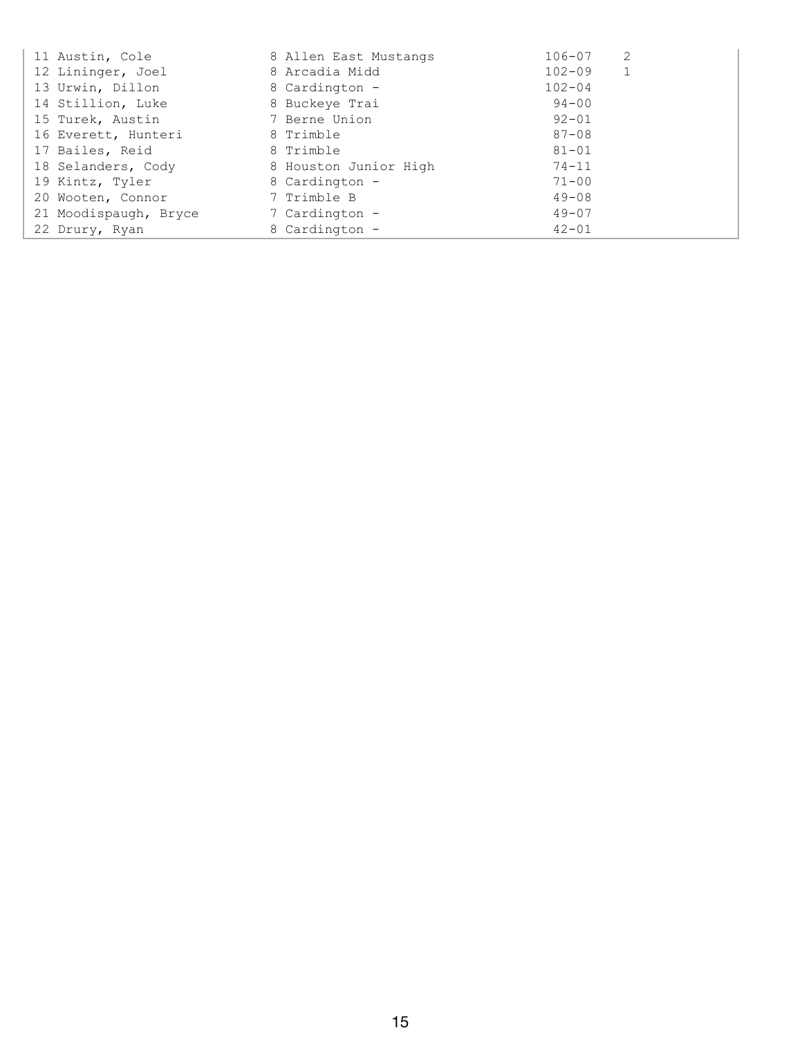| | | | | | |
|---|---|---|---|---|---|
| 11 | Austin, Cole | 8 | Allen East Mustangs | 106-07 | 2 |
| 12 | Lininger, Joel | 8 | Arcadia Midd | 102-09 | 1 |
| 13 | Urwin, Dillon | 8 | Cardington - | 102-04 | |
| 14 | Stillion, Luke | 8 | Buckeye Trai | 94-00 | |
| 15 | Turek, Austin | 7 | Berne Union | 92-01 | |
| 16 | Everett, Hunteri | 8 | Trimble | 87-08 | |
| 17 | Bailes, Reid | 8 | Trimble | 81-01 | |
| 18 | Selanders, Cody | 8 | Houston Junior High | 74-11 | |
| 19 | Kintz, Tyler | 8 | Cardington - | 71-00 | |
| 20 | Wooten, Connor | 7 | Trimble B | 49-08 | |
| 21 | Moodispaugh, Bryce | 7 | Cardington - | 49-07 | |
| 22 | Drury, Ryan | 8 | Cardington - | 42-01 | |